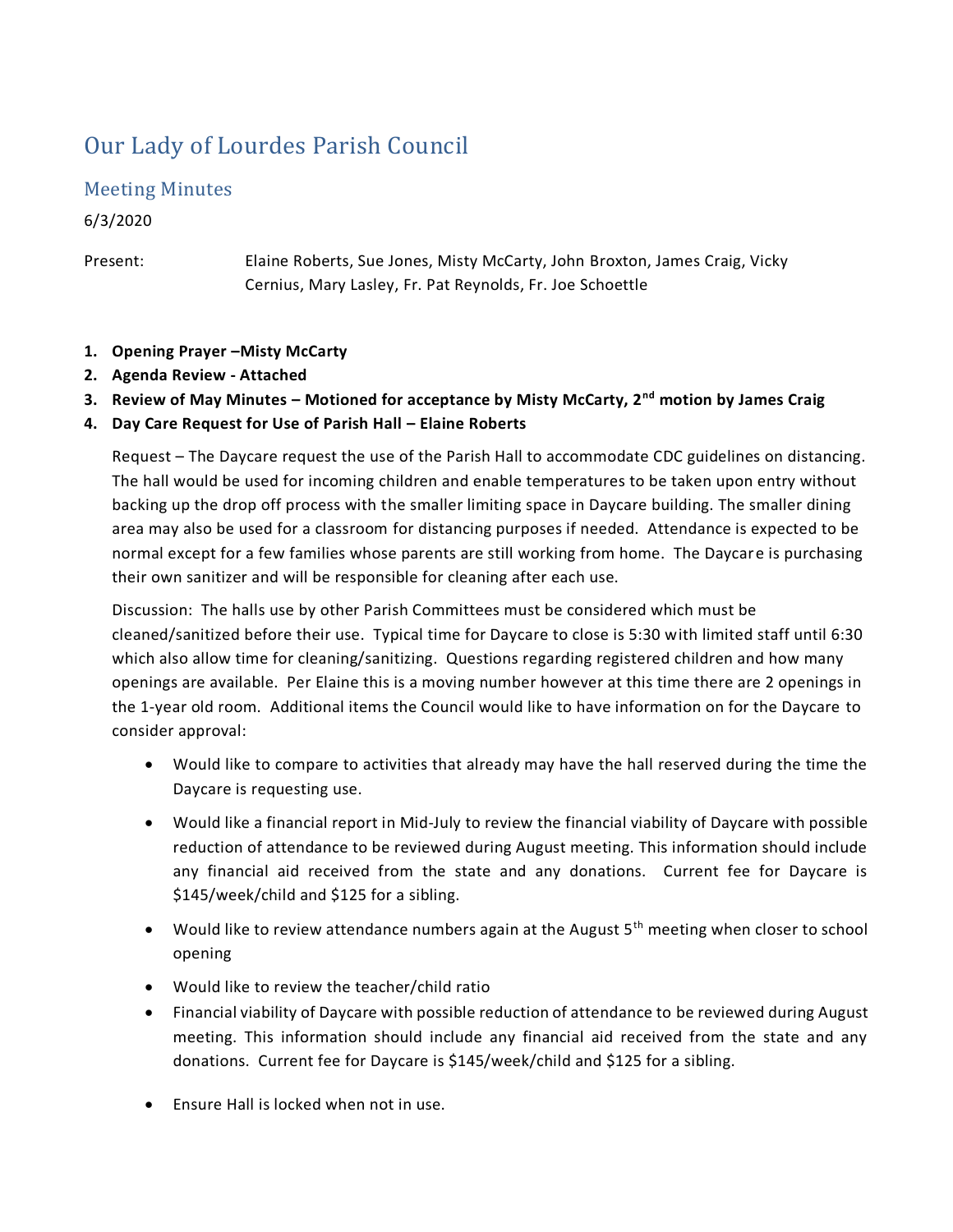# Our Lady of Lourdes Parish Council

## Meeting Minutes

6/3/2020

Present: Elaine Roberts, Sue Jones, Misty McCarty, John Broxton, James Craig, Vicky Cernius, Mary Lasley, Fr. Pat Reynolds, Fr. Joe Schoettle

1. **Opening Prayer –Misty McCarty**
2. **Agenda Review - Attached**
3. **Review of May Minutes – Motioned for acceptance by Misty McCarty, 2nd motion by James Craig**
4. **Day Care Request for Use of Parish Hall – Elaine Roberts**

Request – The Daycare request the use of the Parish Hall to accommodate CDC guidelines on distancing. The hall would be used for incoming children and enable temperatures to be taken upon entry without backing up the drop off process with the smaller limiting space in Daycare building. The smaller dining area may also be used for a classroom for distancing purposes if needed. Attendance is expected to be normal except for a few families whose parents are still working from home. The Daycare is purchasing their own sanitizer and will be responsible for cleaning after each use.

Discussion: The halls use by other Parish Committees must be considered which must be cleaned/sanitized before their use. Typical time for Daycare to close is 5:30 with limited staff until 6:30 which also allow time for cleaning/sanitizing. Questions regarding registered children and how many openings are available. Per Elaine this is a moving number however at this time there are 2 openings in the 1-year old room. Additional items the Council would like to have information on for the Daycare to consider approval:

- Would like to compare to activities that already may have the hall reserved during the time the Daycare is requesting use.
- Would like a financial report in Mid-July to review the financial viability of Daycare with possible reduction of attendance to be reviewed during August meeting. This information should include any financial aid received from the state and any donations. Current fee for Daycare is $145/week/child and $125 for a sibling.
- Would like to review attendance numbers again at the August 5th meeting when closer to school opening
- Would like to review the teacher/child ratio
- Financial viability of Daycare with possible reduction of attendance to be reviewed during August meeting. This information should include any financial aid received from the state and any donations. Current fee for Daycare is $145/week/child and $125 for a sibling.
- Ensure Hall is locked when not in use.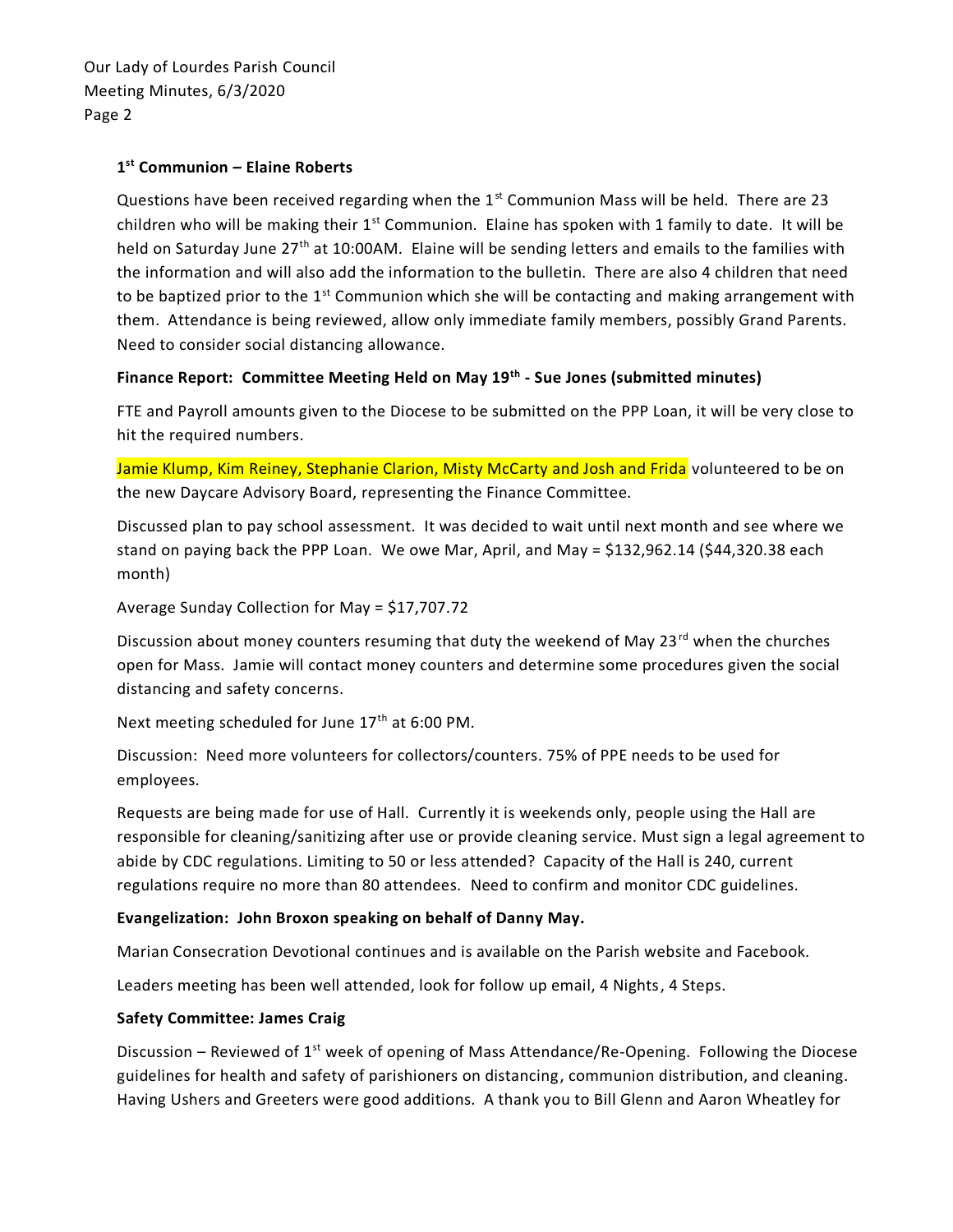### 1st Communion – Elaine Roberts

Questions have been received regarding when the 1st Communion Mass will be held. There are 23 children who will be making their 1st Communion. Elaine has spoken with 1 family to date. It will be held on Saturday June 27th at 10:00AM. Elaine will be sending letters and emails to the families with the information and will also add the information to the bulletin. There are also 4 children that need to be baptized prior to the 1st Communion which she will be contacting and making arrangement with them. Attendance is being reviewed, allow only immediate family members, possibly Grand Parents. Need to consider social distancing allowance.

### Finance Report: Committee Meeting Held on May 19th - Sue Jones (submitted minutes)

FTE and Payroll amounts given to the Diocese to be submitted on the PPP Loan, it will be very close to hit the required numbers.

Jamie Klump, Kim Reiney, Stephanie Clarion, Misty McCarty and Josh and Frida volunteered to be on the new Daycare Advisory Board, representing the Finance Committee.

Discussed plan to pay school assessment. It was decided to wait until next month and see where we stand on paying back the PPP Loan. We owe Mar, April, and May = $132,962.14 ($44,320.38 each month)

Average Sunday Collection for May = $17,707.72

Discussion about money counters resuming that duty the weekend of May 23rd when the churches open for Mass. Jamie will contact money counters and determine some procedures given the social distancing and safety concerns.

Next meeting scheduled for June 17th at 6:00 PM.

Discussion: Need more volunteers for collectors/counters. 75% of PPE needs to be used for employees.

Requests are being made for use of Hall. Currently it is weekends only, people using the Hall are responsible for cleaning/sanitizing after use or provide cleaning service. Must sign a legal agreement to abide by CDC regulations. Limiting to 50 or less attended? Capacity of the Hall is 240, current regulations require no more than 80 attendees. Need to confirm and monitor CDC guidelines.

### Evangelization: John Broxon speaking on behalf of Danny May.

Marian Consecration Devotional continues and is available on the Parish website and Facebook.

Leaders meeting has been well attended, look for follow up email, 4 Nights, 4 Steps.

### Safety Committee: James Craig

Discussion – Reviewed of 1st week of opening of Mass Attendance/Re-Opening. Following the Diocese guidelines for health and safety of parishioners on distancing, communion distribution, and cleaning. Having Ushers and Greeters were good additions. A thank you to Bill Glenn and Aaron Wheatley for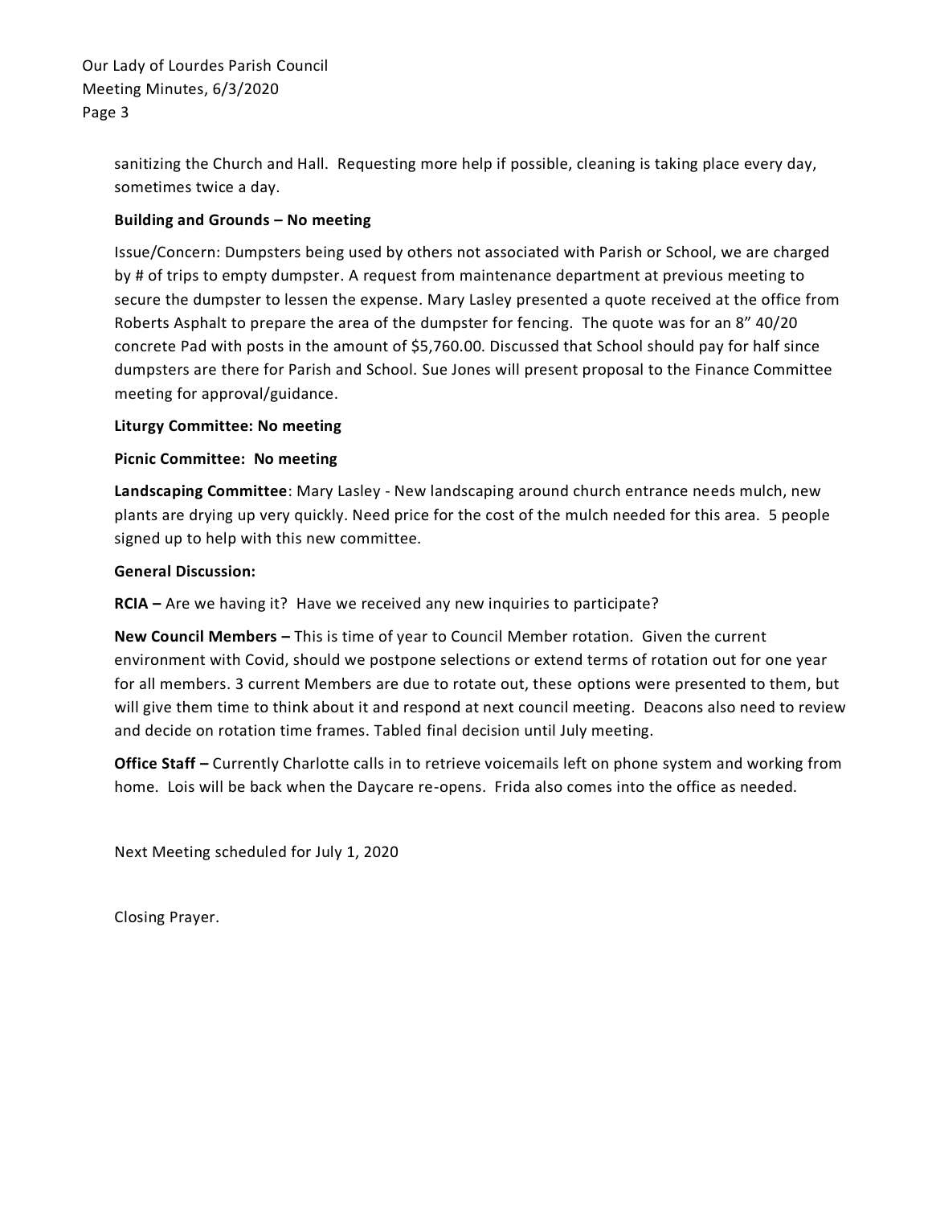sanitizing the Church and Hall. Requesting more help if possible, cleaning is taking place every day, sometimes twice a day.

**Building and Grounds – No meeting**

Issue/Concern: Dumpsters being used by others not associated with Parish or School, we are charged by # of trips to empty dumpster. A request from maintenance department at previous meeting to secure the dumpster to lessen the expense. Mary Lasley presented a quote received at the office from Roberts Asphalt to prepare the area of the dumpster for fencing. The quote was for an 8" 40/20 concrete Pad with posts in the amount of $5,760.00. Discussed that School should pay for half since dumpsters are there for Parish and School. Sue Jones will present proposal to the Finance Committee meeting for approval/guidance.

**Liturgy Committee: No meeting**

**Picnic Committee: No meeting**

**Landscaping Committee**: Mary Lasley - New landscaping around church entrance needs mulch, new plants are drying up very quickly. Need price for the cost of the mulch needed for this area. 5 people signed up to help with this new committee.

**General Discussion:**

**RCIA –** Are we having it? Have we received any new inquiries to participate?

**New Council Members –** This is time of year to Council Member rotation. Given the current environment with Covid, should we postpone selections or extend terms of rotation out for one year for all members. 3 current Members are due to rotate out, these options were presented to them, but will give them time to think about it and respond at next council meeting. Deacons also need to review and decide on rotation time frames. Tabled final decision until July meeting.

**Office Staff –** Currently Charlotte calls in to retrieve voicemails left on phone system and working from home. Lois will be back when the Daycare re-opens. Frida also comes into the office as needed.

Next Meeting scheduled for July 1, 2020

Closing Prayer.